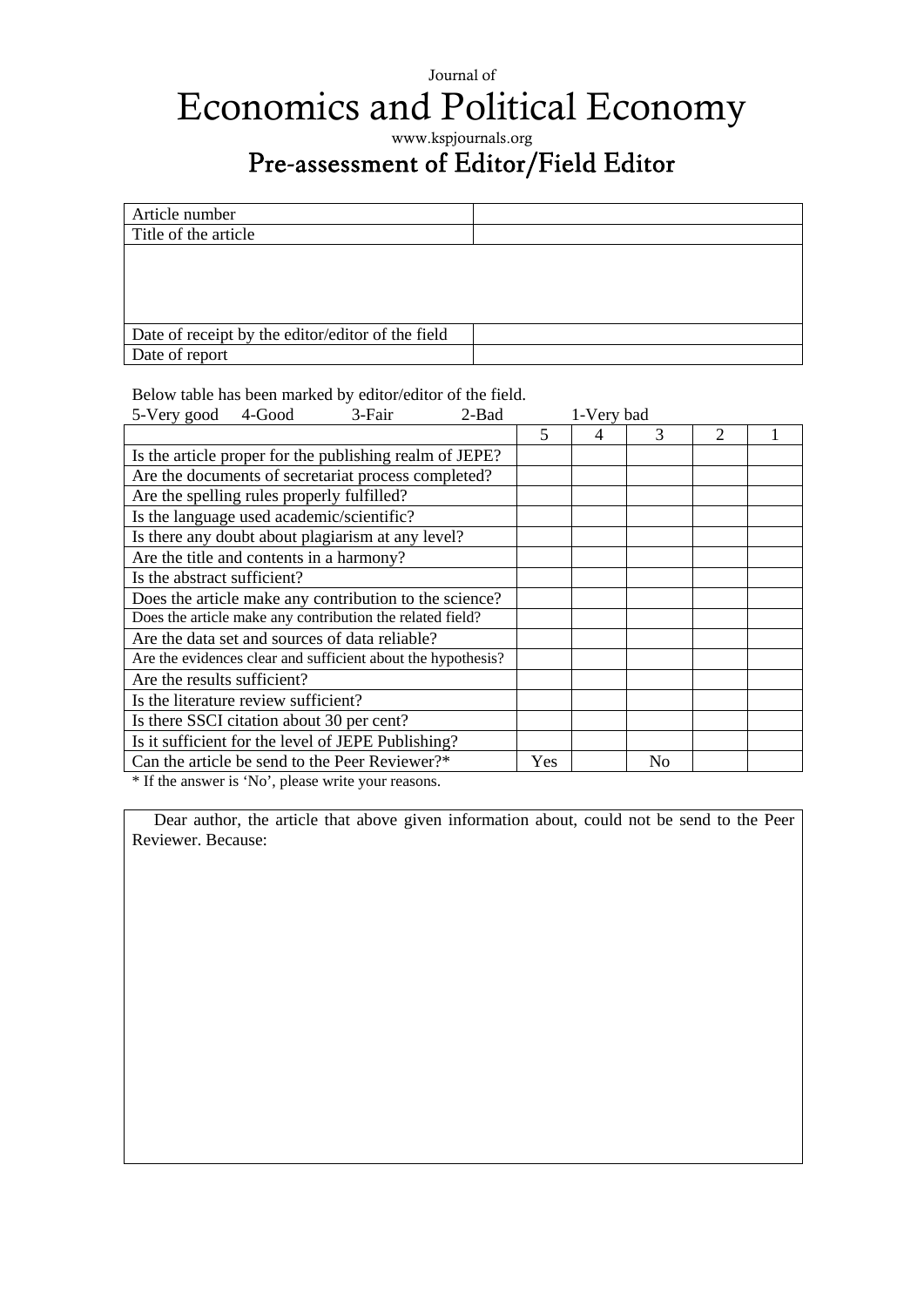Journal of

# Economics and Political Economy

www.kspjournals.org

## Pre-assessment of Editor/Field Editor

| Article number | |
|---|---|
| Title of the article | |
| | |
| Date of receipt by the editor/editor of the field | |
| Date of report | |

Below table has been marked by editor/editor of the field.

5-Very good 4-Good 3-Fair 2-Bad 1-Very bad

| | 5 | 4 | 3 | 2 | 1 |
|---|---|---|---|---|---|
| Is the article proper for the publishing realm of JEPE? | | | | | |
| Are the documents of secretariat process completed? | | | | | |
| Are the spelling rules properly fulfilled? | | | | | |
| Is the language used academic/scientific? | | | | | |
| Is there any doubt about plagiarism at any level? | | | | | |
| Are the title and contents in a harmony? | | | | | |
| Is the abstract sufficient? | | | | | |
| Does the article make any contribution to the science? | | | | | |
| Does the article make any contribution the related field? | | | | | |
| Are the data set and sources of data reliable? | | | | | |
| Are the evidences clear and sufficient about the hypothesis? | | | | | |
| Are the results sufficient? | | | | | |
| Is the literature review sufficient? | | | | | |
| Is there SSCI citation about 30 per cent? | | | | | |
| Is it sufficient for the level of JEPE Publishing? | | | | | |
| Can the article be send to the Peer Reviewer?* | Yes | | No | | |

\* If the answer is 'No', please write your reasons.

Dear author, the article that above given information about, could not be send to the Peer Reviewer. Because: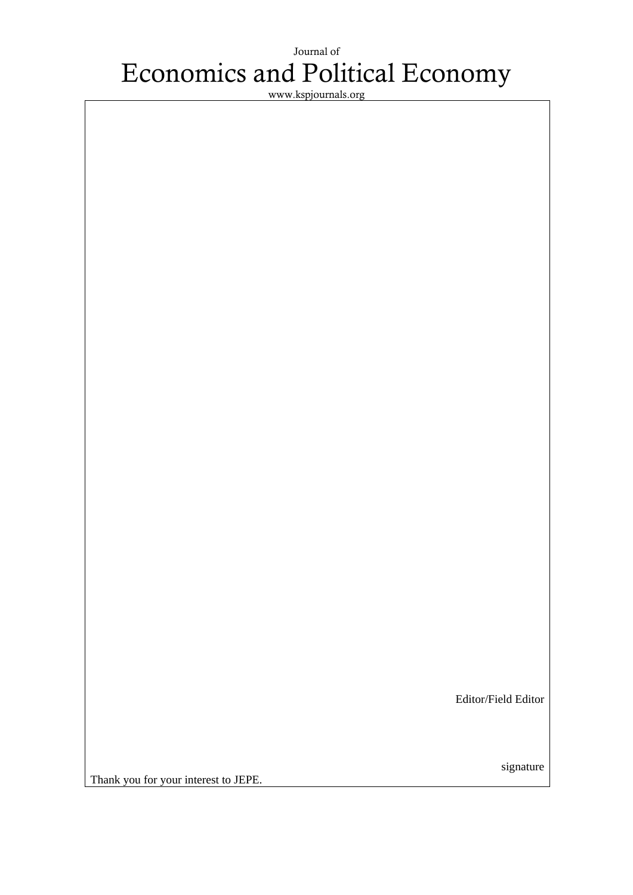Journal of

# Economics and Political Economy

www.kspjournals.org

Editor/Field Editor

signature

Thank you for your interest to JEPE.